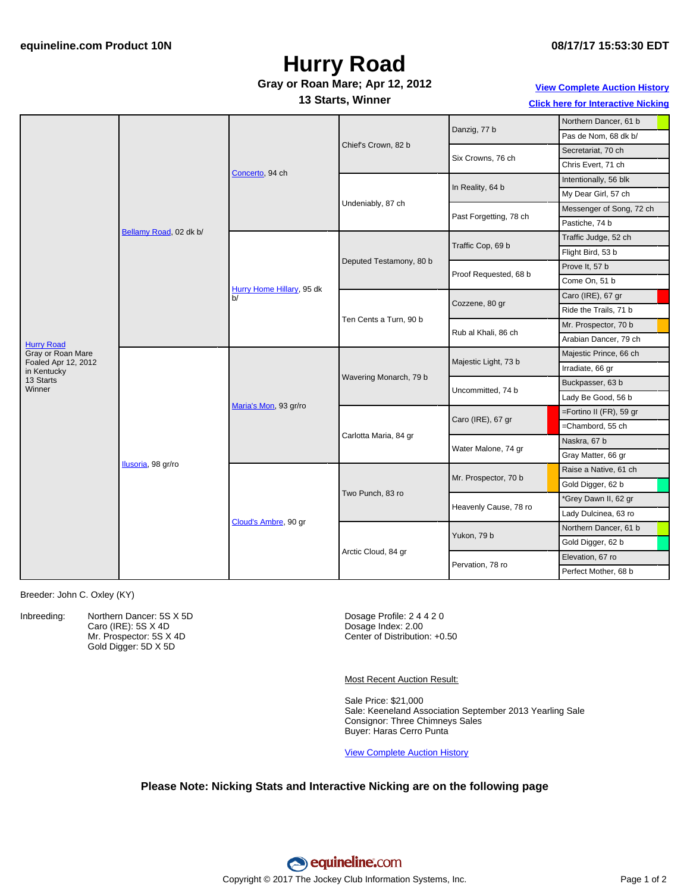equineline.com Product 10N

08/17/17 15:53:30 EDT

# Hurry Road

**Gray or Roan Mare; Apr 12, 2012**

**13 Starts, Winner**

[View Complete Auction History]

[Click here for Interactive Nicking]

| Horse | Parents | Grandparents | Great-Grandparents | 4th Generation | 5th Generation |
|---|---|---|---|---|---|
| Hurry Road<br>Gray or Roan Mare<br>Foaled Apr 12, 2012<br>in Kentucky<br>13 Starts<br>Winner | Bellamy Road, 02 dk b/ | Concerto, 94 ch | Chief's Crown, 82 b | Danzig, 77 b | Northern Dancer, 61 b |
| | | | | | Pas de Nom, 68 dk b/ |
| | | | | Six Crowns, 76 ch | Secretariat, 70 ch |
| | | | | | Chris Evert, 71 ch |
| | | | Undeniably, 87 ch | In Reality, 64 b | Intentionally, 56 blk |
| | | | | | My Dear Girl, 57 ch |
| | | | | Past Forgetting, 78 ch | Messenger of Song, 72 ch |
| | | | | | Pastiche, 74 b |
| | | Hurry Home Hillary, 95 dk b/ | Deputed Testamony, 80 b | Traffic Cop, 69 b | Traffic Judge, 52 ch |
| | | | | | Flight Bird, 53 b |
| | | | | Proof Requested, 68 b | Prove It, 57 b |
| | | | | | Come On, 51 b |
| | | | Ten Cents a Turn, 90 b | Cozzene, 80 gr | Caro (IRE), 67 gr |
| | | | | | Ride the Trails, 71 b |
| | | | | Rub al Khali, 86 ch | Mr. Prospector, 70 b |
| | | | | | Arabian Dancer, 79 ch |
| | Ilusoria, 98 gr/ro | Maria's Mon, 93 gr/ro | Wavering Monarch, 79 b | Majestic Light, 73 b | Majestic Prince, 66 ch |
| | | | | | Irradiate, 66 gr |
| | | | | Uncommitted, 74 b | Buckpasser, 63 b |
| | | | | | Lady Be Good, 56 b |
| | | | Carlotta Maria, 84 gr | Caro (IRE), 67 gr | =Fortino II (FR), 59 gr |
| | | | | | =Chambord, 55 ch |
| | | | | Water Malone, 74 gr | Naskra, 67 b |
| | | | | | Gray Matter, 66 gr |
| | | Cloud's Ambre, 90 gr | Two Punch, 83 ro | Mr. Prospector, 70 b | Raise a Native, 61 ch |
| | | | | | Gold Digger, 62 b |
| | | | | Heavenly Cause, 78 ro | *Grey Dawn II, 62 gr |
| | | | | | Lady Dulcinea, 63 ro |
| | | | Arctic Cloud, 84 gr | Yukon, 79 b | Northern Dancer, 61 b |
| | | | | | Gold Digger, 62 b |
| | | | | Pervation, 78 ro | Elevation, 67 ro |
| | | | | | Perfect Mother, 68 b |

Breeder: John C. Oxley (KY)

Inbreeding:
- Northern Dancer: 5S X 5D
- Caro (IRE): 5S X 4D
- Mr. Prospector: 5S X 4D
- Gold Digger: 5D X 5D

Dosage Profile: 2 4 4 2 0
Dosage Index: 2.00
Center of Distribution: +0.50

Most Recent Auction Result:

Sale Price: $21,000
Sale: Keeneland Association September 2013 Yearling Sale
Consignor: Three Chimneys Sales
Buyer: Haras Cerro Punta

[View Complete Auction History]

**Please Note: Nicking Stats and Interactive Nicking are on the following page**

Copyright © 2017 The Jockey Club Information Systems, Inc.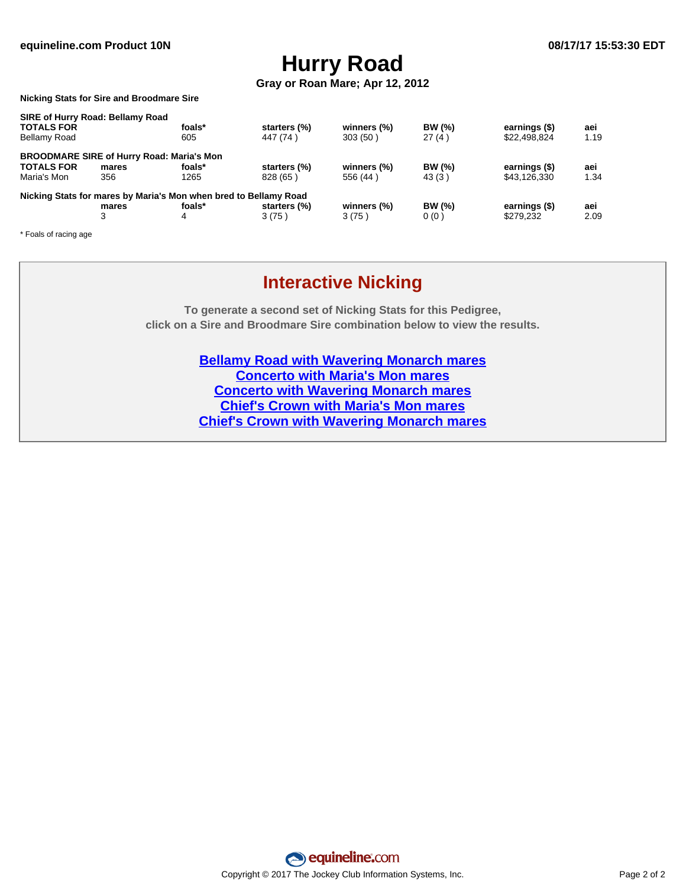# Hurry Road

**Gray or Roan Mare; Apr 12, 2012**

**Nicking Stats for Sire and Broodmare Sire**

**SIRE of Hurry Road: Bellamy Road**

| TOTALS FOR | | foals* | starters (%) | winners (%) | BW (%) | earnings ($) | aei |
|---|---|---|---|---|---|---|---|
| Bellamy Road | | 605 | 447 (74 ) | 303 (50 ) | 27 (4 ) | $22,498,824 | 1.19 |

**BROODMARE SIRE of Hurry Road: Maria's Mon**

| TOTALS FOR | mares | foals* | starters (%) | winners (%) | BW (%) | earnings ($) | aei |
|---|---|---|---|---|---|---|---|
| Maria's Mon | 356 | 1265 | 828 (65 ) | 556 (44 ) | 43 (3 ) | $43,126,330 | 1.34 |

**Nicking Stats for mares by Maria's Mon when bred to Bellamy Road**

| | mares | foals* | starters (%) | winners (%) | BW (%) | earnings ($) | aei |
|---|---|---|---|---|---|---|---|
| | 3 | 4 | 3 (75 ) | 3 (75 ) | 0 (0 ) | $279,232 | 2.09 |

* Foals of racing age

## Interactive Nicking

**To generate a second set of Nicking Stats for this Pedigree, click on a Sire and Broodmare Sire combination below to view the results.**

**Bellamy Road with Wavering Monarch mares**
**Concerto with Maria's Mon mares**
**Concerto with Wavering Monarch mares**
**Chief's Crown with Maria's Mon mares**
**Chief's Crown with Wavering Monarch mares**